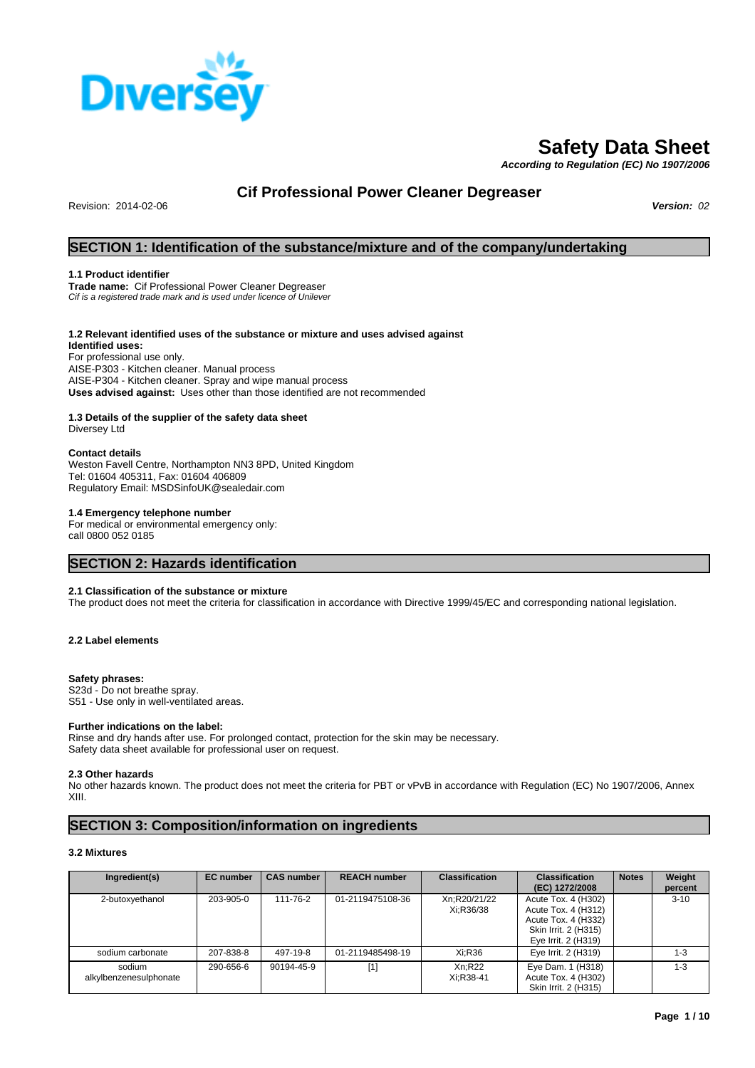Diversey

# Safety Data Sheet

***According to Regulation (EC) No 1907/2006***

## Cif Professional Power Cleaner Degreaser

Revision: 2014-02-06 ***Version:*** *02*

## SECTION 1: Identification of the substance/mixture and of the company/undertaking

### 1.1 Product identifier

**Trade name:** Cif Professional Power Cleaner Degreaser
*Cif is a registered trade mark and is used under licence of Unilever*

### 1.2 Relevant identified uses of the substance or mixture and uses advised against

**Identified uses:**
For professional use only.
AISE-P303 - Kitchen cleaner. Manual process
AISE-P304 - Kitchen cleaner. Spray and wipe manual process
**Uses advised against:** Uses other than those identified are not recommended

### 1.3 Details of the supplier of the safety data sheet

Diversey Ltd

**Contact details**
Weston Favell Centre, Northampton NN3 8PD, United Kingdom
Tel: 01604 405311, Fax: 01604 406809
Regulatory Email: MSDSinfoUK@sealedair.com

### 1.4 Emergency telephone number

For medical or environmental emergency only:
call 0800 052 0185

## SECTION 2: Hazards identification

### 2.1 Classification of the substance or mixture

The product does not meet the criteria for classification in accordance with Directive 1999/45/EC and corresponding national legislation.

### 2.2 Label elements

**Safety phrases:**
S23d - Do not breathe spray.
S51 - Use only in well-ventilated areas.

**Further indications on the label:**
Rinse and dry hands after use. For prolonged contact, protection for the skin may be necessary.
Safety data sheet available for professional user on request.

### 2.3 Other hazards

No other hazards known. The product does not meet the criteria for PBT or vPvB in accordance with Regulation (EC) No 1907/2006, Annex XIII.

## SECTION 3: Composition/information on ingredients

### 3.2 Mixtures

| Ingredient(s) | EC number | CAS number | REACH number | Classification | Classification (EC) 1272/2008 | Notes | Weight percent |
|---|---|---|---|---|---|---|---|
| 2-butoxyethanol | 203-905-0 | 111-76-2 | 01-2119475108-36 | Xn;R20/21/22 Xi;R36/38 | Acute Tox. 4 (H302) Acute Tox. 4 (H312) Acute Tox. 4 (H332) Skin Irrit. 2 (H315) Eye Irrit. 2 (H319) | | 3-10 |
| sodium carbonate | 207-838-8 | 497-19-8 | 01-2119485498-19 | Xi;R36 | Eye Irrit. 2 (H319) | | 1-3 |
| sodium alkylbenzenesulphonate | 290-656-6 | 90194-45-9 | [1] | Xn;R22 Xi;R38-41 | Eye Dam. 1 (H318) Acute Tox. 4 (H302) Skin Irrit. 2 (H315) | | 1-3 |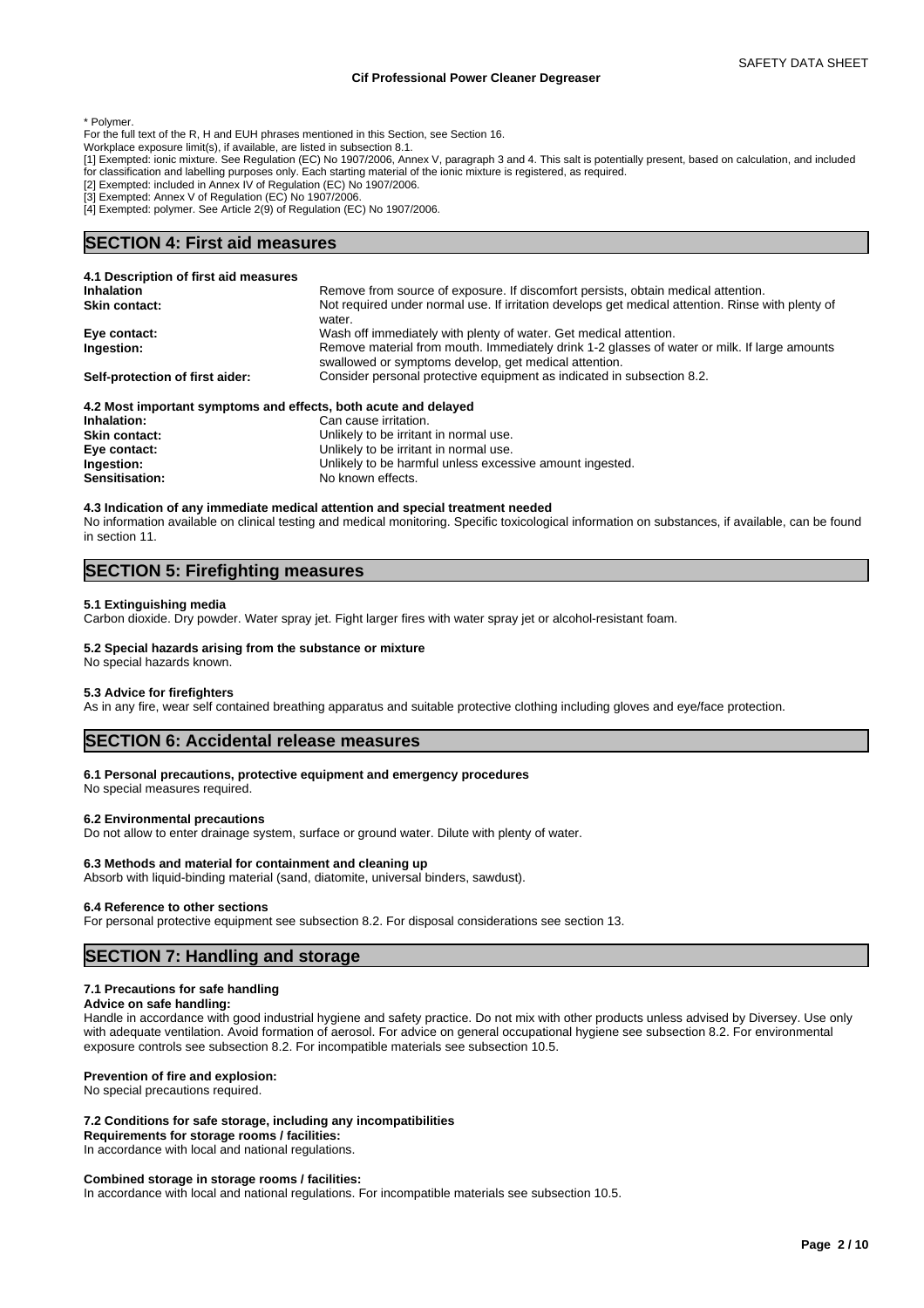\* Polymer.
For the full text of the R, H and EUH phrases mentioned in this Section, see Section 16.
Workplace exposure limit(s), if available, are listed in subsection 8.1.
[1] Exempted: ionic mixture. See Regulation (EC) No 1907/2006, Annex V, paragraph 3 and 4. This salt is potentially present, based on calculation, and included for classification and labelling purposes only. Each starting material of the ionic mixture is registered, as required.
[2] Exempted: included in Annex IV of Regulation (EC) No 1907/2006.
[3] Exempted: Annex V of Regulation (EC) No 1907/2006.
[4] Exempted: polymer. See Article 2(9) of Regulation (EC) No 1907/2006.

## SECTION 4: First aid measures

### 4.1 Description of first aid measures

| | |
|---|---|
| **Inhalation** | Remove from source of exposure. If discomfort persists, obtain medical attention. |
| **Skin contact:** | Not required under normal use. If irritation develops get medical attention. Rinse with plenty of water. |
| **Eye contact:** | Wash off immediately with plenty of water. Get medical attention. |
| **Ingestion:** | Remove material from mouth. Immediately drink 1-2 glasses of water or milk. If large amounts swallowed or symptoms develop, get medical attention. |
| **Self-protection of first aider:** | Consider personal protective equipment as indicated in subsection 8.2. |

### 4.2 Most important symptoms and effects, both acute and delayed

| | |
|---|---|
| **Inhalation:** | Can cause irritation. |
| **Skin contact:** | Unlikely to be irritant in normal use. |
| **Eye contact:** | Unlikely to be irritant in normal use. |
| **Ingestion:** | Unlikely to be harmful unless excessive amount ingested. |
| **Sensitisation:** | No known effects. |

### 4.3 Indication of any immediate medical attention and special treatment needed

No information available on clinical testing and medical monitoring. Specific toxicological information on substances, if available, can be found in section 11.

## SECTION 5: Firefighting measures

### 5.1 Extinguishing media

Carbon dioxide. Dry powder. Water spray jet. Fight larger fires with water spray jet or alcohol-resistant foam.

### 5.2 Special hazards arising from the substance or mixture

No special hazards known.

### 5.3 Advice for firefighters

As in any fire, wear self contained breathing apparatus and suitable protective clothing including gloves and eye/face protection.

## SECTION 6: Accidental release measures

### 6.1 Personal precautions, protective equipment and emergency procedures

No special measures required.

### 6.2 Environmental precautions

Do not allow to enter drainage system, surface or ground water. Dilute with plenty of water.

### 6.3 Methods and material for containment and cleaning up

Absorb with liquid-binding material (sand, diatomite, universal binders, sawdust).

### 6.4 Reference to other sections

For personal protective equipment see subsection 8.2. For disposal considerations see section 13.

## SECTION 7: Handling and storage

### 7.1 Precautions for safe handling

**Advice on safe handling:**
Handle in accordance with good industrial hygiene and safety practice. Do not mix with other products unless advised by Diversey. Use only with adequate ventilation. Avoid formation of aerosol. For advice on general occupational hygiene see subsection 8.2. For environmental exposure controls see subsection 8.2. For incompatible materials see subsection 10.5.

**Prevention of fire and explosion:**
No special precautions required.

### 7.2 Conditions for safe storage, including any incompatibilities

**Requirements for storage rooms / facilities:**
In accordance with local and national regulations.

**Combined storage in storage rooms / facilities:**
In accordance with local and national regulations. For incompatible materials see subsection 10.5.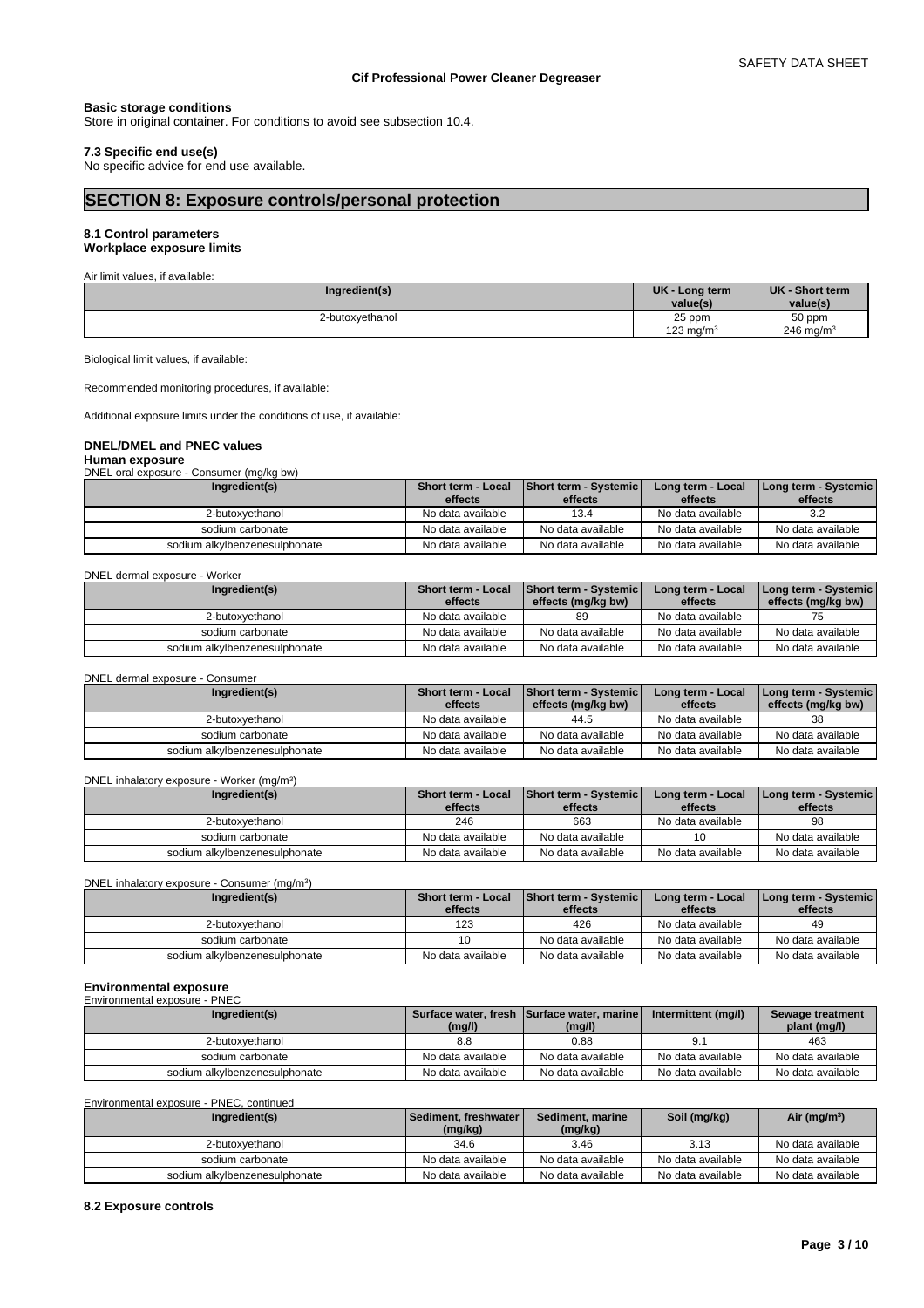**Basic storage conditions**
Store in original container. For conditions to avoid see subsection 10.4.

**7.3 Specific end use(s)**
No specific advice for end use available.

## SECTION 8: Exposure controls/personal protection

**8.1 Control parameters**
**Workplace exposure limits**

Air limit values, if available:

| Ingredient(s) | UK - Long term value(s) | UK - Short term value(s) |
|---|---|---|
| 2-butoxyethanol | 25 ppm<br>123 mg/m³ | 50 ppm<br>246 mg/m³ |

Biological limit values, if available:

Recommended monitoring procedures, if available:

Additional exposure limits under the conditions of use, if available:

**DNEL/DMEL and PNEC values**
**Human exposure**

DNEL oral exposure - Consumer (mg/kg bw)

| Ingredient(s) | Short term - Local effects | Short term - Systemic effects | Long term - Local effects | Long term - Systemic effects |
|---|---|---|---|---|
| 2-butoxyethanol | No data available | 13.4 | No data available | 3.2 |
| sodium carbonate | No data available | No data available | No data available | No data available |
| sodium alkylbenzenesulphonate | No data available | No data available | No data available | No data available |

DNEL dermal exposure - Worker

| Ingredient(s) | Short term - Local effects | Short term - Systemic effects (mg/kg bw) | Long term - Local effects | Long term - Systemic effects (mg/kg bw) |
|---|---|---|---|---|
| 2-butoxyethanol | No data available | 89 | No data available | 75 |
| sodium carbonate | No data available | No data available | No data available | No data available |
| sodium alkylbenzenesulphonate | No data available | No data available | No data available | No data available |

DNEL dermal exposure - Consumer

| Ingredient(s) | Short term - Local effects | Short term - Systemic effects (mg/kg bw) | Long term - Local effects | Long term - Systemic effects (mg/kg bw) |
|---|---|---|---|---|
| 2-butoxyethanol | No data available | 44.5 | No data available | 38 |
| sodium carbonate | No data available | No data available | No data available | No data available |
| sodium alkylbenzenesulphonate | No data available | No data available | No data available | No data available |

DNEL inhalatory exposure - Worker (mg/m³)

| Ingredient(s) | Short term - Local effects | Short term - Systemic effects | Long term - Local effects | Long term - Systemic effects |
|---|---|---|---|---|
| 2-butoxyethanol | 246 | 663 | No data available | 98 |
| sodium carbonate | No data available | No data available | 10 | No data available |
| sodium alkylbenzenesulphonate | No data available | No data available | No data available | No data available |

DNEL inhalatory exposure - Consumer (mg/m³)

| Ingredient(s) | Short term - Local effects | Short term - Systemic effects | Long term - Local effects | Long term - Systemic effects |
|---|---|---|---|---|
| 2-butoxyethanol | 123 | 426 | No data available | 49 |
| sodium carbonate | 10 | No data available | No data available | No data available |
| sodium alkylbenzenesulphonate | No data available | No data available | No data available | No data available |

**Environmental exposure**

Environmental exposure - PNEC

| Ingredient(s) | Surface water, fresh (mg/l) | Surface water, marine (mg/l) | Intermittent (mg/l) | Sewage treatment plant (mg/l) |
|---|---|---|---|---|
| 2-butoxyethanol | 8.8 | 0.88 | 9.1 | 463 |
| sodium carbonate | No data available | No data available | No data available | No data available |
| sodium alkylbenzenesulphonate | No data available | No data available | No data available | No data available |

Environmental exposure - PNEC, continued

| Ingredient(s) | Sediment, freshwater (mg/kg) | Sediment, marine (mg/kg) | Soil (mg/kg) | Air (mg/m³) |
|---|---|---|---|---|
| 2-butoxyethanol | 34.6 | 3.46 | 3.13 | No data available |
| sodium carbonate | No data available | No data available | No data available | No data available |
| sodium alkylbenzenesulphonate | No data available | No data available | No data available | No data available |

**8.2 Exposure controls**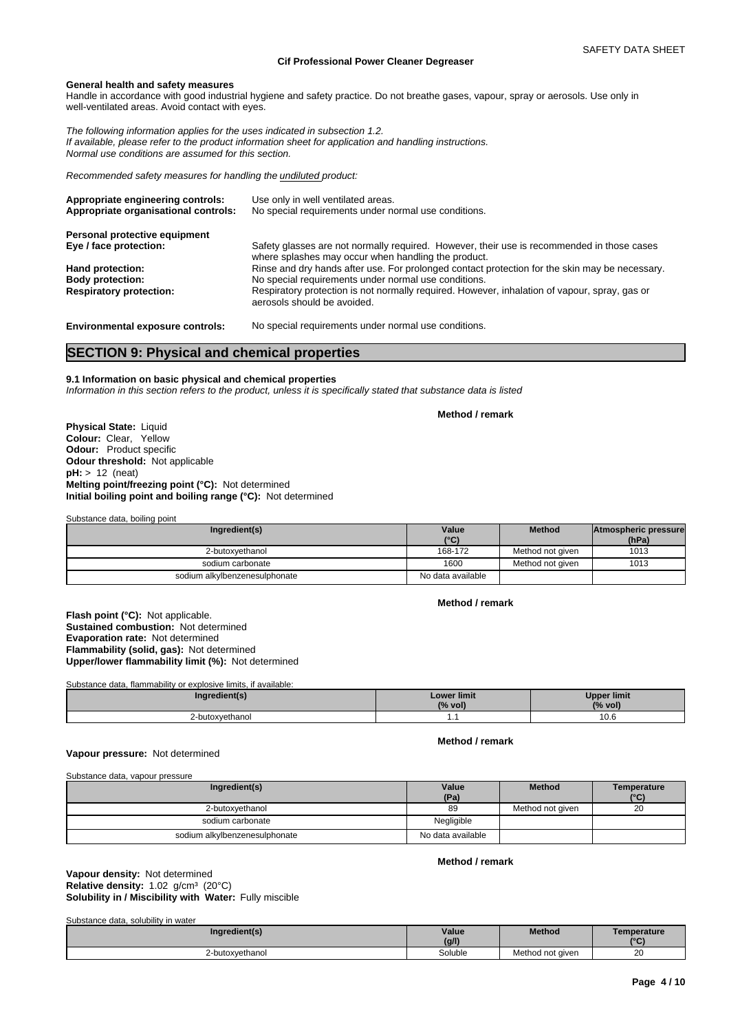**General health and safety measures**
Handle in accordance with good industrial hygiene and safety practice. Do not breathe gases, vapour, spray or aerosols. Use only in well-ventilated areas. Avoid contact with eyes.

*The following information applies for the uses indicated in subsection 1.2.*
*If available, please refer to the product information sheet for application and handling instructions.*
*Normal use conditions are assumed for this section.*

*Recommended safety measures for handling the undiluted product:*

**Appropriate engineering controls:** Use only in well ventilated areas.
**Appropriate organisational controls:** No special requirements under normal use conditions.

**Personal protective equipment**
**Eye / face protection:** Safety glasses are not normally required. However, their use is recommended in those cases where splashes may occur when handling the product.
**Hand protection:** Rinse and dry hands after use. For prolonged contact protection for the skin may be necessary.
**Body protection:** No special requirements under normal use conditions.
**Respiratory protection:** Respiratory protection is not normally required. However, inhalation of vapour, spray, gas or aerosols should be avoided.

**Environmental exposure controls:** No special requirements under normal use conditions.

## SECTION 9: Physical and chemical properties

**9.1 Information on basic physical and chemical properties**
*Information in this section refers to the product, unless it is specifically stated that substance data is listed*

**Method / remark**

**Physical State:** Liquid
**Colour:** Clear, Yellow
**Odour:** Product specific
**Odour threshold:** Not applicable
**pH:** > 12 (neat)
**Melting point/freezing point (°C):** Not determined
**Initial boiling point and boiling range (°C):** Not determined

Substance data, boiling point

| Ingredient(s) | Value (°C) | Method | Atmospheric pressure (hPa) |
|---|---|---|---|
| 2-butoxyethanol | 168-172 | Method not given | 1013 |
| sodium carbonate | 1600 | Method not given | 1013 |
| sodium alkylbenzenesulphonate | No data available | | |

**Method / remark**

**Flash point (°C):** Not applicable.
**Sustained combustion:** Not determined
**Evaporation rate:** Not determined
**Flammability (solid, gas):** Not determined
**Upper/lower flammability limit (%):** Not determined

Substance data, flammability or explosive limits, if available:

| Ingredient(s) | Lower limit (% vol) | Upper limit (% vol) |
|---|---|---|
| 2-butoxyethanol | 1.1 | 10.6 |

**Method / remark**

**Vapour pressure:** Not determined

Substance data, vapour pressure

| Ingredient(s) | Value (Pa) | Method | Temperature (°C) |
|---|---|---|---|
| 2-butoxyethanol | 89 | Method not given | 20 |
| sodium carbonate | Negligible | | |
| sodium alkylbenzenesulphonate | No data available | | |

**Method / remark**

**Vapour density:** Not determined
**Relative density:** 1.02 g/cm³ (20°C)
**Solubility in / Miscibility with Water:** Fully miscible

Substance data, solubility in water

| Ingredient(s) | Value (g/l) | Method | Temperature (°C) |
|---|---|---|---|
| 2-butoxyethanol | Soluble | Method not given | 20 |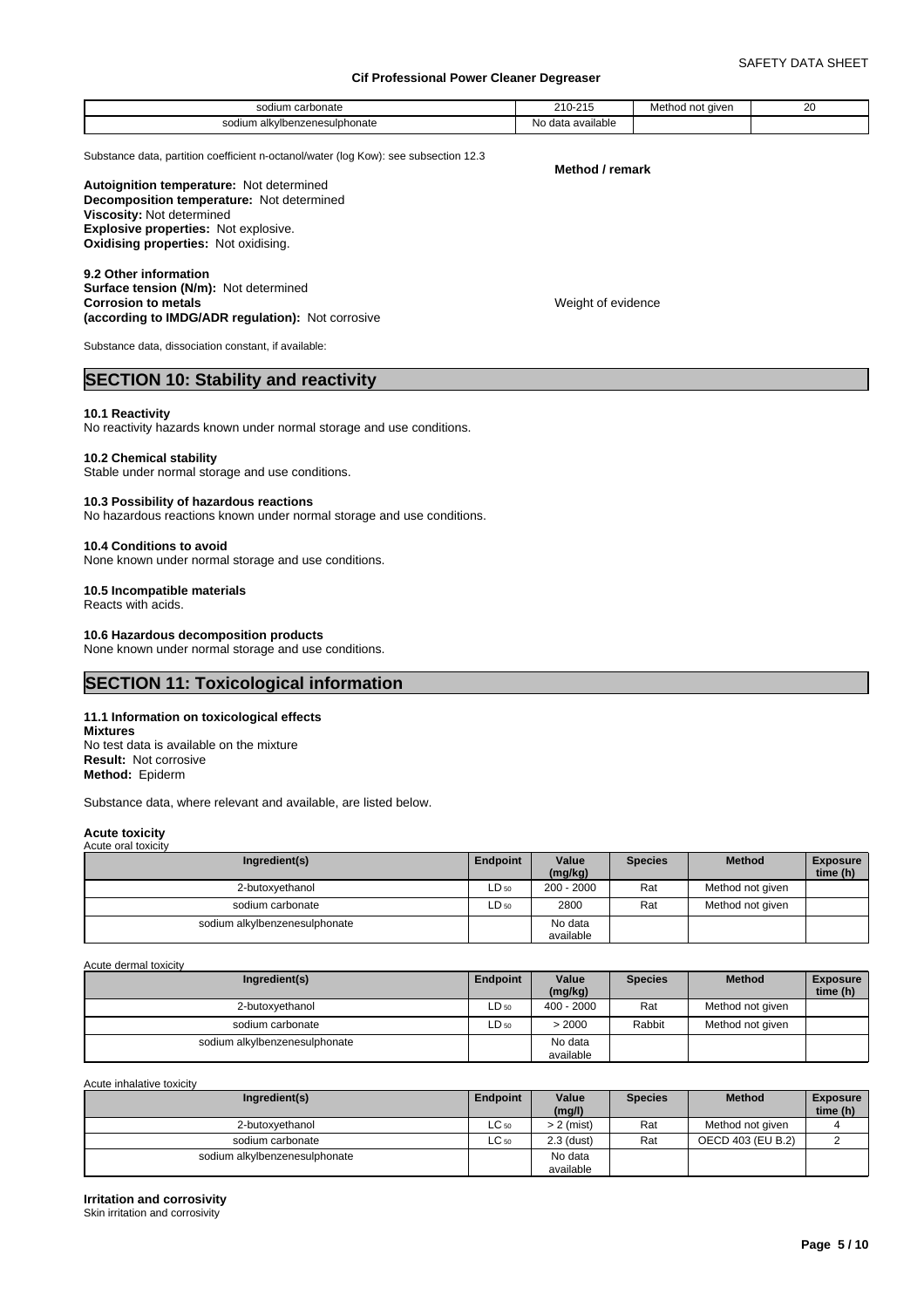| sodium carbonate | 210-215 | Method not given | 20 |
|---|---|---|---|
| sodium alkylbenzenesulphonate | No data available | | |

Substance data, partition coefficient n-octanol/water (log Kow): see subsection 12.3

**Method / remark**

**Autoignition temperature:** Not determined
**Decomposition temperature:** Not determined
**Viscosity:** Not determined
**Explosive properties:** Not explosive.
**Oxidising properties:** Not oxidising.

**9.2 Other information**
**Surface tension (N/m):** Not determined
**Corrosion to metals**
**(according to IMDG/ADR regulation):** Not corrosive — Weight of evidence

Substance data, dissociation constant, if available:

## SECTION 10: Stability and reactivity

**10.1 Reactivity**
No reactivity hazards known under normal storage and use conditions.

**10.2 Chemical stability**
Stable under normal storage and use conditions.

**10.3 Possibility of hazardous reactions**
No hazardous reactions known under normal storage and use conditions.

**10.4 Conditions to avoid**
None known under normal storage and use conditions.

**10.5 Incompatible materials**
Reacts with acids.

**10.6 Hazardous decomposition products**
None known under normal storage and use conditions.

## SECTION 11: Toxicological information

**11.1 Information on toxicological effects**
**Mixtures**
No test data is available on the mixture
**Result:** Not corrosive
**Method:** Epiderm

Substance data, where relevant and available, are listed below.

**Acute toxicity**
Acute oral toxicity

| Ingredient(s) | Endpoint | Value (mg/kg) | Species | Method | Exposure time (h) |
|---|---|---|---|---|---|
| 2-butoxyethanol | $LD_{50}$ | 200 - 2000 | Rat | Method not given | |
| sodium carbonate | $LD_{50}$ | 2800 | Rat | Method not given | |
| sodium alkylbenzenesulphonate | | No data available | | | |

Acute dermal toxicity

| Ingredient(s) | Endpoint | Value (mg/kg) | Species | Method | Exposure time (h) |
|---|---|---|---|---|---|
| 2-butoxyethanol | $LD_{50}$ | 400 - 2000 | Rat | Method not given | |
| sodium carbonate | $LD_{50}$ | > 2000 | Rabbit | Method not given | |
| sodium alkylbenzenesulphonate | | No data available | | | |

Acute inhalative toxicity

| Ingredient(s) | Endpoint | Value (mg/l) | Species | Method | Exposure time (h) |
|---|---|---|---|---|---|
| 2-butoxyethanol | $LC_{50}$ | > 2 (mist) | Rat | Method not given | 4 |
| sodium carbonate | $LC_{50}$ | 2.3 (dust) | Rat | OECD 403 (EU B.2) | 2 |
| sodium alkylbenzenesulphonate | | No data available | | | |

**Irritation and corrosivity**
Skin irritation and corrosivity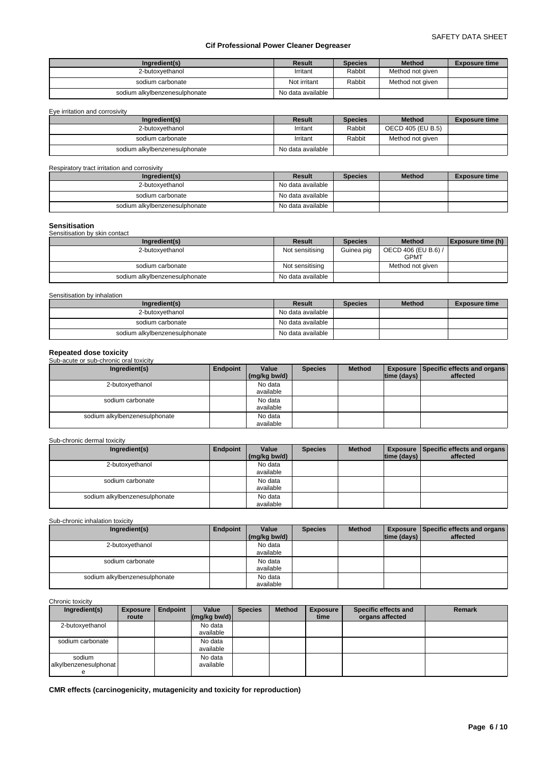| Ingredient(s) | Result | Species | Method | Exposure time |
|---|---|---|---|---|
| 2-butoxyethanol | Irritant | Rabbit | Method not given | |
| sodium carbonate | Not irritant | Rabbit | Method not given | |
| sodium alkylbenzenesulphonate | No data available | | | |

Eye irritation and corrosivity

| Ingredient(s) | Result | Species | Method | Exposure time |
|---|---|---|---|---|
| 2-butoxyethanol | Irritant | Rabbit | OECD 405 (EU B.5) | |
| sodium carbonate | Irritant | Rabbit | Method not given | |
| sodium alkylbenzenesulphonate | No data available | | | |

Respiratory tract irritation and corrosivity

| Ingredient(s) | Result | Species | Method | Exposure time |
|---|---|---|---|---|
| 2-butoxyethanol | No data available | | | |
| sodium carbonate | No data available | | | |
| sodium alkylbenzenesulphonate | No data available | | | |

**Sensitisation**

Sensitisation by skin contact

| Ingredient(s) | Result | Species | Method | Exposure time (h) |
|---|---|---|---|---|
| 2-butoxyethanol | Not sensitising | Guinea pig | OECD 406 (EU B.6) / GPMT | |
| sodium carbonate | Not sensitising | | Method not given | |
| sodium alkylbenzenesulphonate | No data available | | | |

Sensitisation by inhalation

| Ingredient(s) | Result | Species | Method | Exposure time |
|---|---|---|---|---|
| 2-butoxyethanol | No data available | | | |
| sodium carbonate | No data available | | | |
| sodium alkylbenzenesulphonate | No data available | | | |

**Repeated dose toxicity**

Sub-acute or sub-chronic oral toxicity

| Ingredient(s) | Endpoint | Value (mg/kg bw/d) | Species | Method | Exposure time (days) | Specific effects and organs affected |
|---|---|---|---|---|---|---|
| 2-butoxyethanol | | No data available | | | | |
| sodium carbonate | | No data available | | | | |
| sodium alkylbenzenesulphonate | | No data available | | | | |

Sub-chronic dermal toxicity

| Ingredient(s) | Endpoint | Value (mg/kg bw/d) | Species | Method | Exposure time (days) | Specific effects and organs affected |
|---|---|---|---|---|---|---|
| 2-butoxyethanol | | No data available | | | | |
| sodium carbonate | | No data available | | | | |
| sodium alkylbenzenesulphonate | | No data available | | | | |

Sub-chronic inhalation toxicity

| Ingredient(s) | Endpoint | Value (mg/kg bw/d) | Species | Method | Exposure time (days) | Specific effects and organs affected |
|---|---|---|---|---|---|---|
| 2-butoxyethanol | | No data available | | | | |
| sodium carbonate | | No data available | | | | |
| sodium alkylbenzenesulphonate | | No data available | | | | |

Chronic toxicity

| Ingredient(s) | Exposure route | Endpoint | Value (mg/kg bw/d) | Species | Method | Exposure time | Specific effects and organs affected | Remark |
|---|---|---|---|---|---|---|---|---|
| 2-butoxyethanol | | | No data available | | | | | |
| sodium carbonate | | | No data available | | | | | |
| sodium alkylbenzenesulphonate | | | No data available | | | | | |

**CMR effects (carcinogenicity, mutagenicity and toxicity for reproduction)**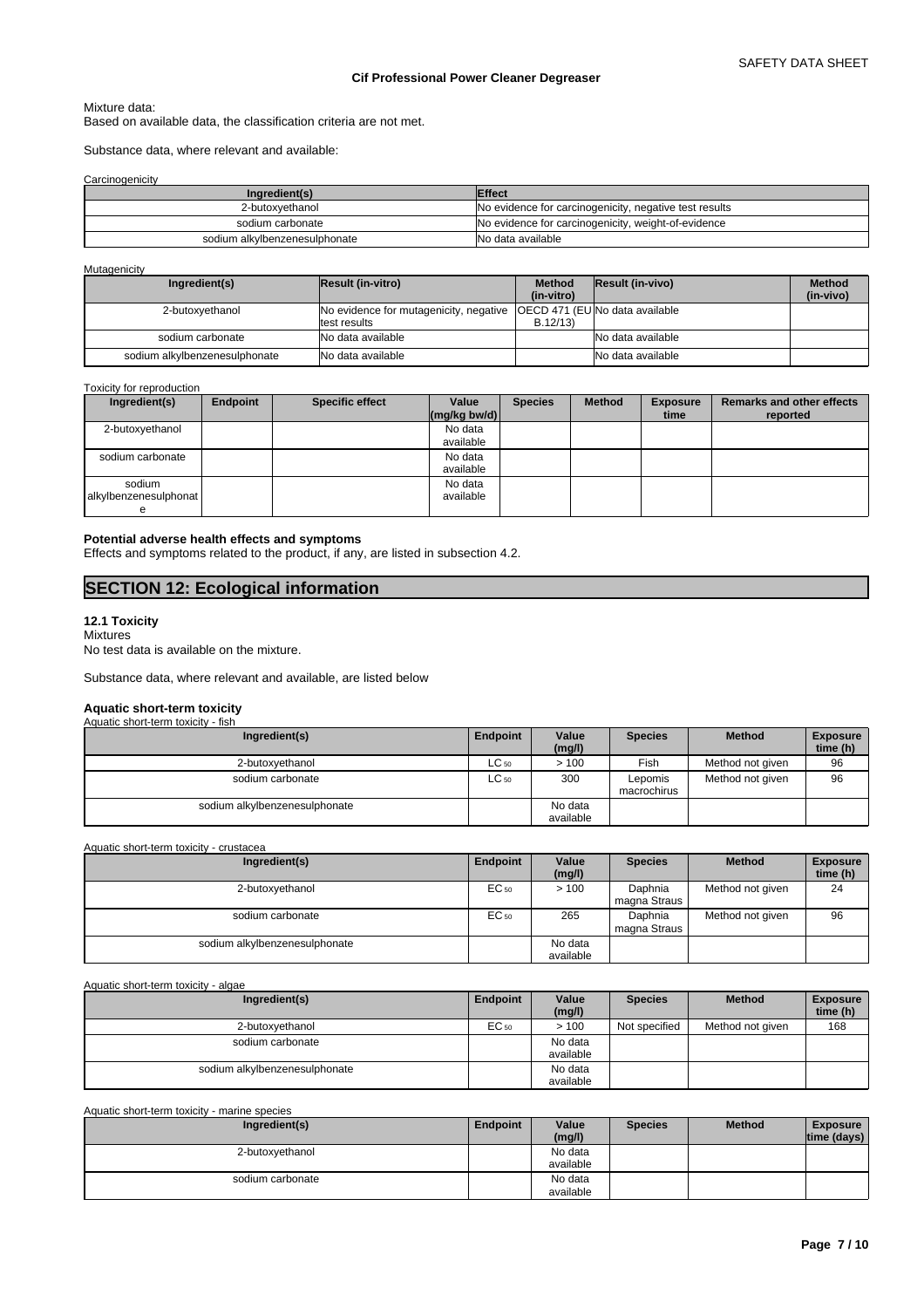Mixture data:
Based on available data, the classification criteria are not met.

Substance data, where relevant and available:

Carcinogenicity

| Ingredient(s) | Effect |
|---|---|
| 2-butoxyethanol | No evidence for carcinogenicity, negative test results |
| sodium carbonate | No evidence for carcinogenicity, weight-of-evidence |
| sodium alkylbenzenesulphonate | No data available |

Mutagenicity

| Ingredient(s) | Result (in-vitro) | Method (in-vitro) | Result (in-vivo) | Method (in-vivo) |
|---|---|---|---|---|
| 2-butoxyethanol | No evidence for mutagenicity, negative test results | OECD 471 (EU B.12/13) | No data available | |
| sodium carbonate | No data available | | No data available | |
| sodium alkylbenzenesulphonate | No data available | | No data available | |

Toxicity for reproduction

| Ingredient(s) | Endpoint | Specific effect | Value (mg/kg bw/d) | Species | Method | Exposure time | Remarks and other effects reported |
|---|---|---|---|---|---|---|---|
| 2-butoxyethanol | | | No data available | | | | |
| sodium carbonate | | | No data available | | | | |
| sodium alkylbenzenesulphonate | | | No data available | | | | |

**Potential adverse health effects and symptoms**
Effects and symptoms related to the product, if any, are listed in subsection 4.2.

# SECTION 12: Ecological information

**12.1 Toxicity**
Mixtures
No test data is available on the mixture.

Substance data, where relevant and available, are listed below

**Aquatic short-term toxicity**

Aquatic short-term toxicity - fish

| Ingredient(s) | Endpoint | Value (mg/l) | Species | Method | Exposure time (h) |
|---|---|---|---|---|---|
| 2-butoxyethanol | $LC_{50}$ | > 100 | Fish | Method not given | 96 |
| sodium carbonate | $LC_{50}$ | 300 | Lepomis macrochirus | Method not given | 96 |
| sodium alkylbenzenesulphonate | | No data available | | | |

Aquatic short-term toxicity - crustacea

| Ingredient(s) | Endpoint | Value (mg/l) | Species | Method | Exposure time (h) |
|---|---|---|---|---|---|
| 2-butoxyethanol | $EC_{50}$ | > 100 | Daphnia magna Straus | Method not given | 24 |
| sodium carbonate | $EC_{50}$ | 265 | Daphnia magna Straus | Method not given | 96 |
| sodium alkylbenzenesulphonate | | No data available | | | |

Aquatic short-term toxicity - algae

| Ingredient(s) | Endpoint | Value (mg/l) | Species | Method | Exposure time (h) |
|---|---|---|---|---|---|
| 2-butoxyethanol | $EC_{50}$ | > 100 | Not specified | Method not given | 168 |
| sodium carbonate | | No data available | | | |
| sodium alkylbenzenesulphonate | | No data available | | | |

Aquatic short-term toxicity - marine species

| Ingredient(s) | Endpoint | Value (mg/l) | Species | Method | Exposure time (days) |
|---|---|---|---|---|---|
| 2-butoxyethanol | | No data available | | | |
| sodium carbonate | | No data available | | | |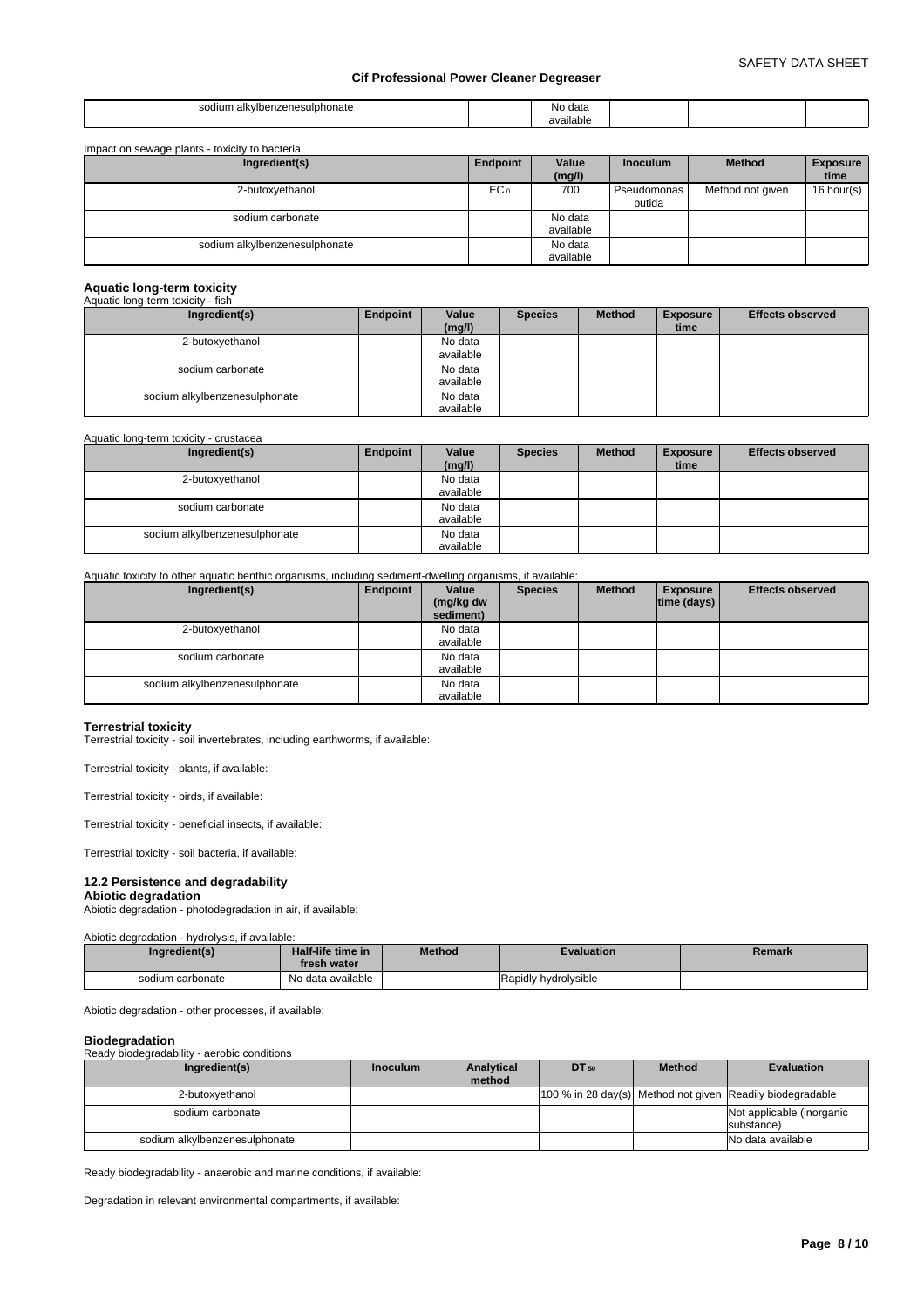| sodium alkylbenzenesulphonate | | No data available | | | |
|---|---|---|---|---|---|

Impact on sewage plants - toxicity to bacteria

| Ingredient(s) | Endpoint | Value (mg/l) | Inoculum | Method | Exposure time |
|---|---|---|---|---|---|
| 2-butoxyethanol | $EC_0$ | 700 | Pseudomonas putida | Method not given | 16 hour(s) |
| sodium carbonate | | No data available | | | |
| sodium alkylbenzenesulphonate | | No data available | | | |

**Aquatic long-term toxicity**

Aquatic long-term toxicity - fish

| Ingredient(s) | Endpoint | Value (mg/l) | Species | Method | Exposure time | Effects observed |
|---|---|---|---|---|---|---|
| 2-butoxyethanol | | No data available | | | | |
| sodium carbonate | | No data available | | | | |
| sodium alkylbenzenesulphonate | | No data available | | | | |

Aquatic long-term toxicity - crustacea

| Ingredient(s) | Endpoint | Value (mg/l) | Species | Method | Exposure time | Effects observed |
|---|---|---|---|---|---|---|
| 2-butoxyethanol | | No data available | | | | |
| sodium carbonate | | No data available | | | | |
| sodium alkylbenzenesulphonate | | No data available | | | | |

Aquatic toxicity to other aquatic benthic organisms, including sediment-dwelling organisms, if available:

| Ingredient(s) | Endpoint | Value (mg/kg dw sediment) | Species | Method | Exposure time (days) | Effects observed |
|---|---|---|---|---|---|---|
| 2-butoxyethanol | | No data available | | | | |
| sodium carbonate | | No data available | | | | |
| sodium alkylbenzenesulphonate | | No data available | | | | |

**Terrestrial toxicity**

Terrestrial toxicity - soil invertebrates, including earthworms, if available:

Terrestrial toxicity - plants, if available:

Terrestrial toxicity - birds, if available:

Terrestrial toxicity - beneficial insects, if available:

Terrestrial toxicity - soil bacteria, if available:

### 12.2 Persistence and degradability

**Abiotic degradation**

Abiotic degradation - photodegradation in air, if available:

Abiotic degradation - hydrolysis, if available:

| Ingredient(s) | Half-life time in fresh water | Method | Evaluation | Remark |
|---|---|---|---|---|
| sodium carbonate | No data available | | Rapidly hydrolysible | |

Abiotic degradation - other processes, if available:

**Biodegradation**

Ready biodegradability - aerobic conditions

| Ingredient(s) | Inoculum | Analytical method | $DT_{50}$ | Method | Evaluation |
|---|---|---|---|---|---|
| 2-butoxyethanol | | | 100 % in 28 day(s) | Method not given | Readily biodegradable |
| sodium carbonate | | | | | Not applicable (inorganic substance) |
| sodium alkylbenzenesulphonate | | | | | No data available |

Ready biodegradability - anaerobic and marine conditions, if available:

Degradation in relevant environmental compartments, if available: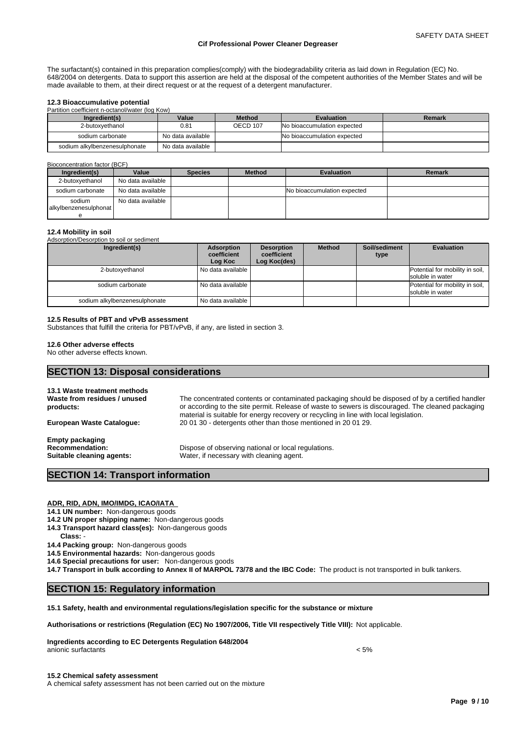The surfactant(s) contained in this preparation complies(comply) with the biodegradability criteria as laid down in Regulation (EC) No. 648/2004 on detergents. Data to support this assertion are held at the disposal of the competent authorities of the Member States and will be made available to them, at their direct request or at the request of a detergent manufacturer.

### 12.3 Bioaccumulative potential

Partition coefficient n-octanol/water (log Kow)

| Ingredient(s) | Value | Method | Evaluation | Remark |
|---|---|---|---|---|
| 2-butoxyethanol | 0.81 | OECD 107 | No bioaccumulation expected | |
| sodium carbonate | No data available | | No bioaccumulation expected | |
| sodium alkylbenzenesulphonate | No data available | | | |

Bioconcentration factor (BCF)

| Ingredient(s) | Value | Species | Method | Evaluation | Remark |
|---|---|---|---|---|---|
| 2-butoxyethanol | No data available | | | | |
| sodium carbonate | No data available | | | No bioaccumulation expected | |
| sodium alkylbenzenesulphonate | No data available | | | | |

### 12.4 Mobility in soil

Adsorption/Desorption to soil or sediment

| Ingredient(s) | Adsorption coefficient Log Koc | Desorption coefficient Log Koc(des) | Method | Soil/sediment type | Evaluation |
|---|---|---|---|---|---|
| 2-butoxyethanol | No data available | | | | Potential for mobility in soil, soluble in water |
| sodium carbonate | No data available | | | | Potential for mobility in soil, soluble in water |
| sodium alkylbenzenesulphonate | No data available | | | | |

### 12.5 Results of PBT and vPvB assessment

Substances that fulfill the criteria for PBT/vPvB, if any, are listed in section 3.

### 12.6 Other adverse effects

No other adverse effects known.

## SECTION 13: Disposal considerations

### 13.1 Waste treatment methods

**Waste from residues / unused products:** The concentrated contents or contaminated packaging should be disposed of by a certified handler or according to the site permit. Release of waste to sewers is discouraged. The cleaned packaging material is suitable for energy recovery or recycling in line with local legislation.

**European Waste Catalogue:** 20 01 30 - detergents other than those mentioned in 20 01 29.

**Empty packaging**

**Recommendation:** Dispose of observing national or local regulations.

**Suitable cleaning agents:** Water, if necessary with cleaning agent.

## SECTION 14: Transport information

**ADR, RID, ADN, IMO/IMDG, ICAO/IATA**

**14.1 UN number:** Non-dangerous goods

**14.2 UN proper shipping name:** Non-dangerous goods

**14.3 Transport hazard class(es):** Non-dangerous goods

**Class:** -

**14.4 Packing group:** Non-dangerous goods

**14.5 Environmental hazards:** Non-dangerous goods

**14.6 Special precautions for user:** Non-dangerous goods

**14.7 Transport in bulk according to Annex II of MARPOL 73/78 and the IBC Code:** The product is not transported in bulk tankers.

## SECTION 15: Regulatory information

**15.1 Safety, health and environmental regulations/legislation specific for the substance or mixture**

**Authorisations or restrictions (Regulation (EC) No 1907/2006, Title VII respectively Title VIII):** Not applicable.

**Ingredients according to EC Detergents Regulation 648/2004**

anionic surfactants < 5%

**15.2 Chemical safety assessment**

A chemical safety assessment has not been carried out on the mixture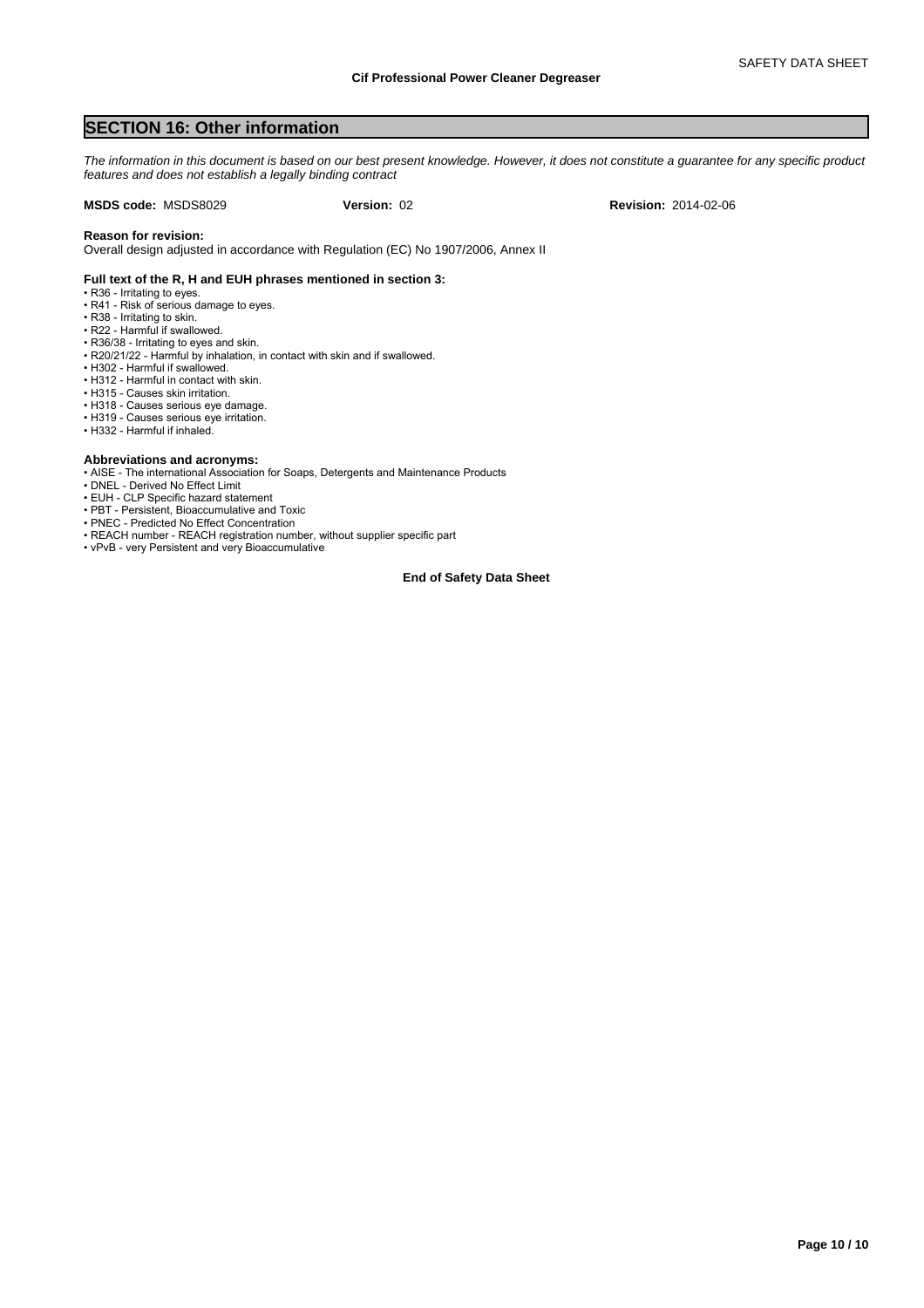## SECTION 16: Other information

*The information in this document is based on our best present knowledge. However, it does not constitute a guarantee for any specific product features and does not establish a legally binding contract*

**MSDS code:** MSDS8029 **Version:** 02 **Revision:** 2014-02-06

**Reason for revision:**
Overall design adjusted in accordance with Regulation (EC) No 1907/2006, Annex II

**Full text of the R, H and EUH phrases mentioned in section 3:**

- R36 - Irritating to eyes.
- R41 - Risk of serious damage to eyes.
- R38 - Irritating to skin.
- R22 - Harmful if swallowed.
- R36/38 - Irritating to eyes and skin.
- R20/21/22 - Harmful by inhalation, in contact with skin and if swallowed.
- H302 - Harmful if swallowed.
- H312 - Harmful in contact with skin.
- H315 - Causes skin irritation.
- H318 - Causes serious eye damage.
- H319 - Causes serious eye irritation.
- H332 - Harmful if inhaled.

**Abbreviations and acronyms:**

- AISE - The international Association for Soaps, Detergents and Maintenance Products
- DNEL - Derived No Effect Limit
- EUH - CLP Specific hazard statement
- PBT - Persistent, Bioaccumulative and Toxic
- PNEC - Predicted No Effect Concentration
- REACH number - REACH registration number, without supplier specific part
- vPvB - very Persistent and very Bioaccumulative

**End of Safety Data Sheet**